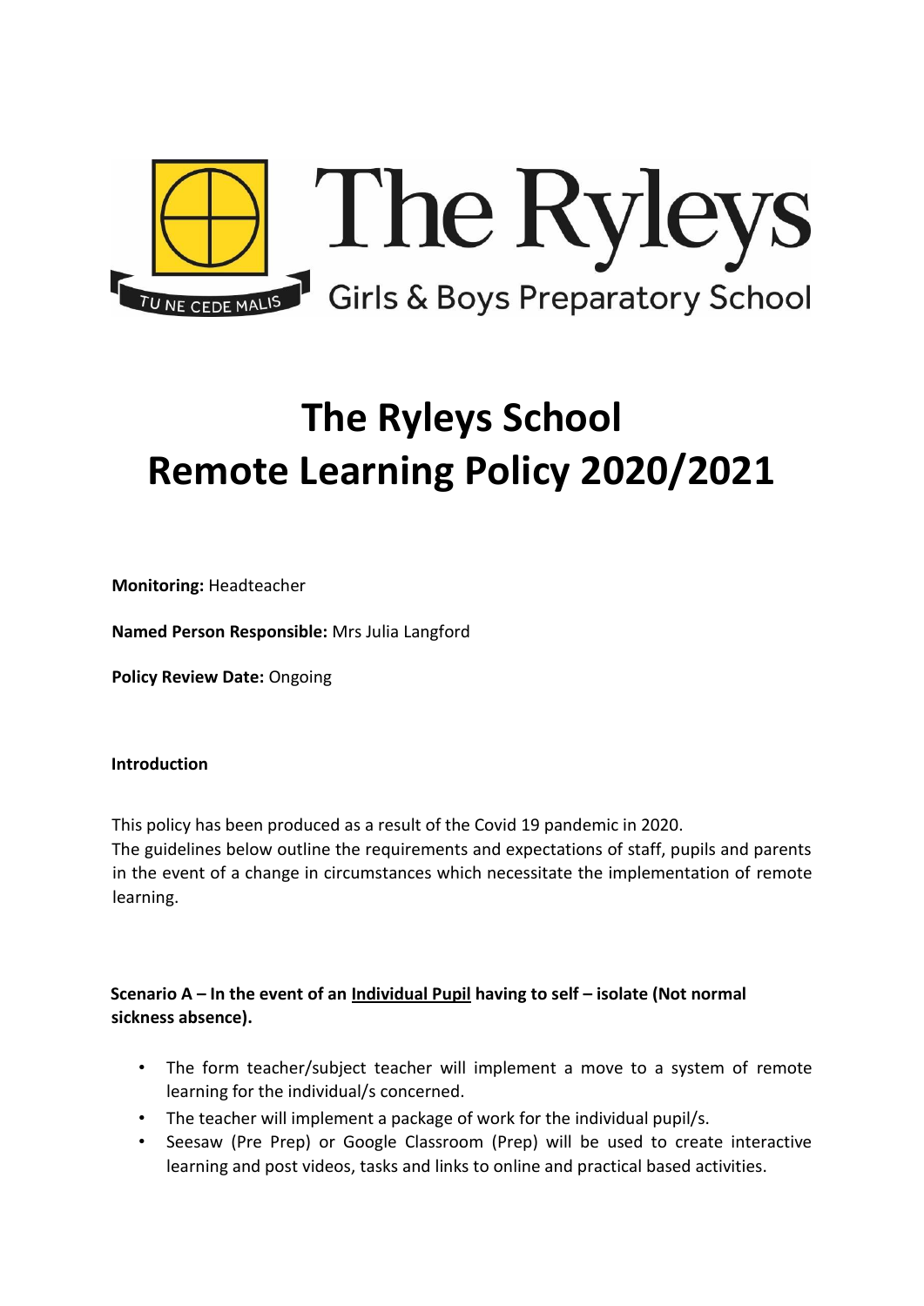The Ryleys

TU NE CEDE MALIS

Girls & Boys Preparatory School

# The Ryleys School
# Remote Learning Policy 2020/2021

**Monitoring:** Headteacher

**Named Person Responsible:** Mrs Julia Langford

**Policy Review Date:** Ongoing

**Introduction**

This policy has been produced as a result of the Covid 19 pandemic in 2020.
The guidelines below outline the requirements and expectations of staff, pupils and parents in the event of a change in circumstances which necessitate the implementation of remote learning.

**Scenario A – In the event of an <u>Individual Pupil</u> having to self – isolate (Not normal sickness absence).**

- The form teacher/subject teacher will implement a move to a system of remote learning for the individual/s concerned.
- The teacher will implement a package of work for the individual pupil/s.
- Seesaw (Pre Prep) or Google Classroom (Prep) will be used to create interactive learning and post videos, tasks and links to online and practical based activities.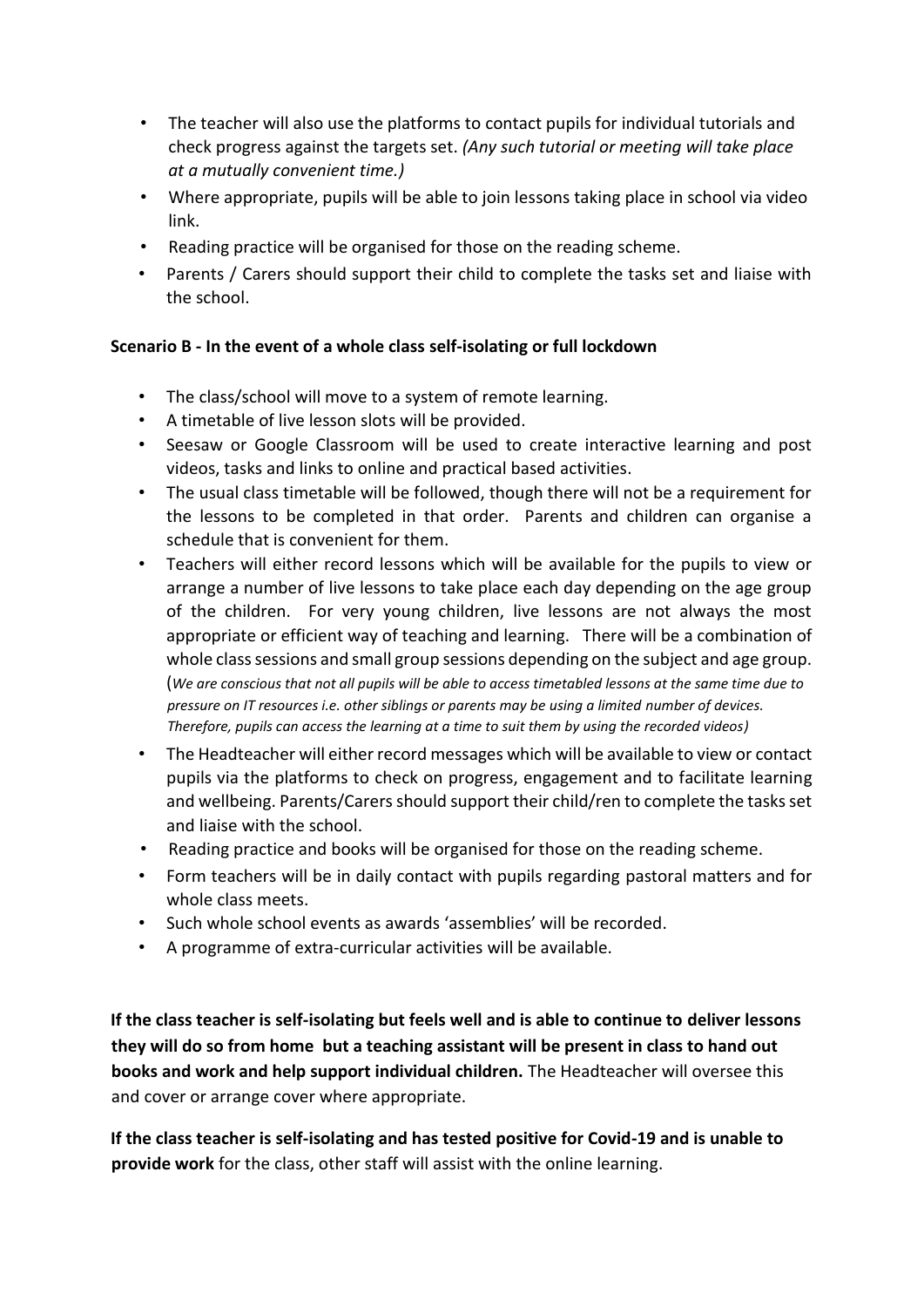- The teacher will also use the platforms to contact pupils for individual tutorials and check progress against the targets set. *(Any such tutorial or meeting will take place at a mutually convenient time.)*
- Where appropriate, pupils will be able to join lessons taking place in school via video link.
- Reading practice will be organised for those on the reading scheme.
- Parents / Carers should support their child to complete the tasks set and liaise with the school.

**Scenario B - In the event of a whole class self-isolating or full lockdown**

- The class/school will move to a system of remote learning.
- A timetable of live lesson slots will be provided.
- Seesaw or Google Classroom will be used to create interactive learning and post videos, tasks and links to online and practical based activities.
- The usual class timetable will be followed, though there will not be a requirement for the lessons to be completed in that order. Parents and children can organise a schedule that is convenient for them.
- Teachers will either record lessons which will be available for the pupils to view or arrange a number of live lessons to take place each day depending on the age group of the children. For very young children, live lessons are not always the most appropriate or efficient way of teaching and learning. There will be a combination of whole class sessions and small group sessions depending on the subject and age group. (*We are conscious that not all pupils will be able to access timetabled lessons at the same time due to pressure on IT resources i.e. other siblings or parents may be using a limited number of devices. Therefore, pupils can access the learning at a time to suit them by using the recorded videos)*
- The Headteacher will either record messages which will be available to view or contact pupils via the platforms to check on progress, engagement and to facilitate learning and wellbeing. Parents/Carers should support their child/ren to complete the tasks set and liaise with the school.
- Reading practice and books will be organised for those on the reading scheme.
- Form teachers will be in daily contact with pupils regarding pastoral matters and for whole class meets.
- Such whole school events as awards 'assemblies' will be recorded.
- A programme of extra-curricular activities will be available.

**If the class teacher is self-isolating but feels well and is able to continue to deliver lessons they will do so from home but a teaching assistant will be present in class to hand out books and work and help support individual children.** The Headteacher will oversee this and cover or arrange cover where appropriate.

**If the class teacher is self-isolating and has tested positive for Covid-19 and is unable to provide work** for the class, other staff will assist with the online learning.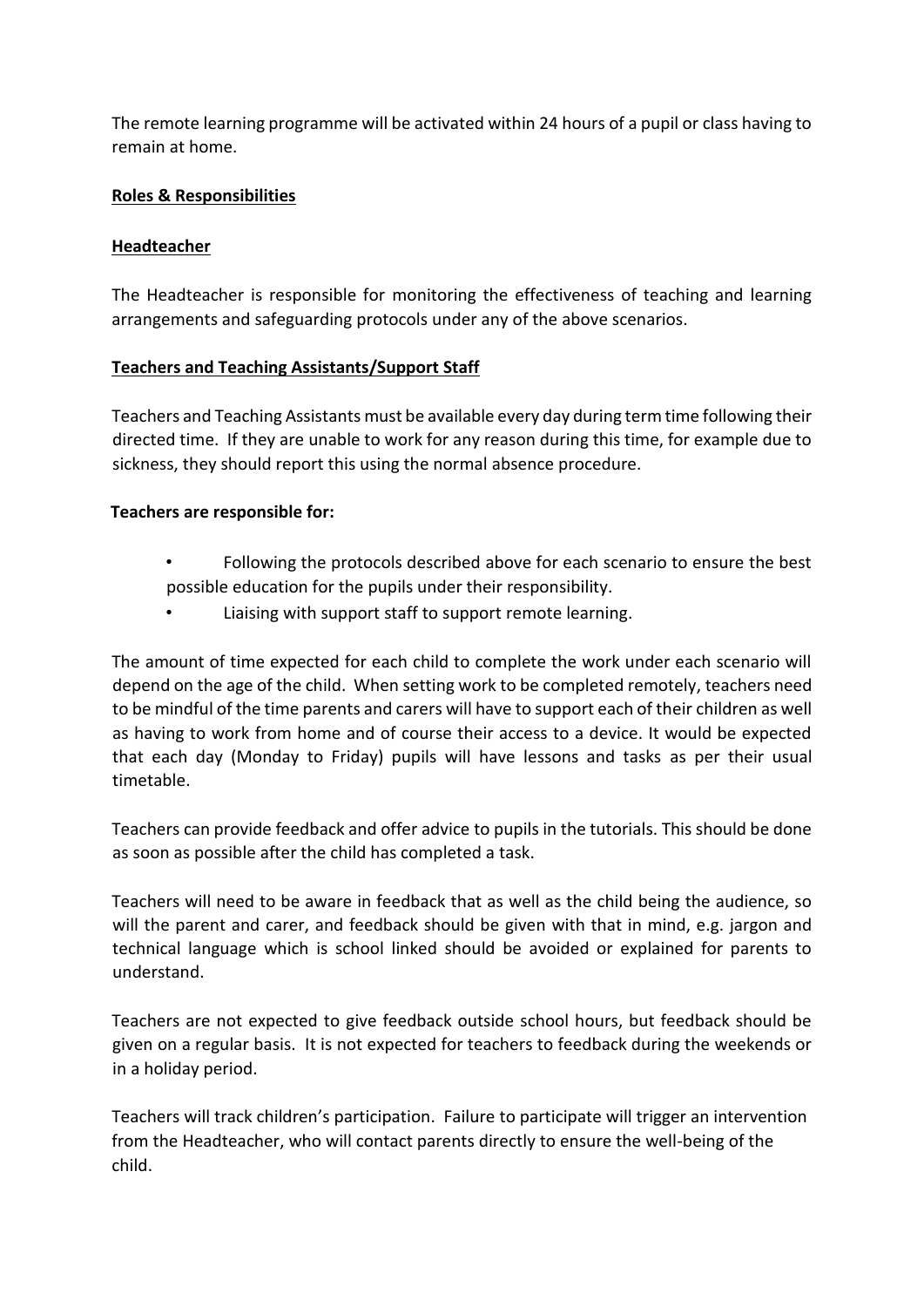The remote learning programme will be activated within 24 hours of a pupil or class having to remain at home.

**Roles & Responsibilities**

**Headteacher**

The Headteacher is responsible for monitoring the effectiveness of teaching and learning arrangements and safeguarding protocols under any of the above scenarios.

**Teachers and Teaching Assistants/Support Staff**

Teachers and Teaching Assistants must be available every day during term time following their directed time. If they are unable to work for any reason during this time, for example due to sickness, they should report this using the normal absence procedure.

**Teachers are responsible for:**

- Following the protocols described above for each scenario to ensure the best possible education for the pupils under their responsibility.
- Liaising with support staff to support remote learning.

The amount of time expected for each child to complete the work under each scenario will depend on the age of the child. When setting work to be completed remotely, teachers need to be mindful of the time parents and carers will have to support each of their children as well as having to work from home and of course their access to a device. It would be expected that each day (Monday to Friday) pupils will have lessons and tasks as per their usual timetable.

Teachers can provide feedback and offer advice to pupils in the tutorials. This should be done as soon as possible after the child has completed a task.

Teachers will need to be aware in feedback that as well as the child being the audience, so will the parent and carer, and feedback should be given with that in mind, e.g. jargon and technical language which is school linked should be avoided or explained for parents to understand.

Teachers are not expected to give feedback outside school hours, but feedback should be given on a regular basis. It is not expected for teachers to feedback during the weekends or in a holiday period.

Teachers will track children's participation. Failure to participate will trigger an intervention from the Headteacher, who will contact parents directly to ensure the well-being of the child.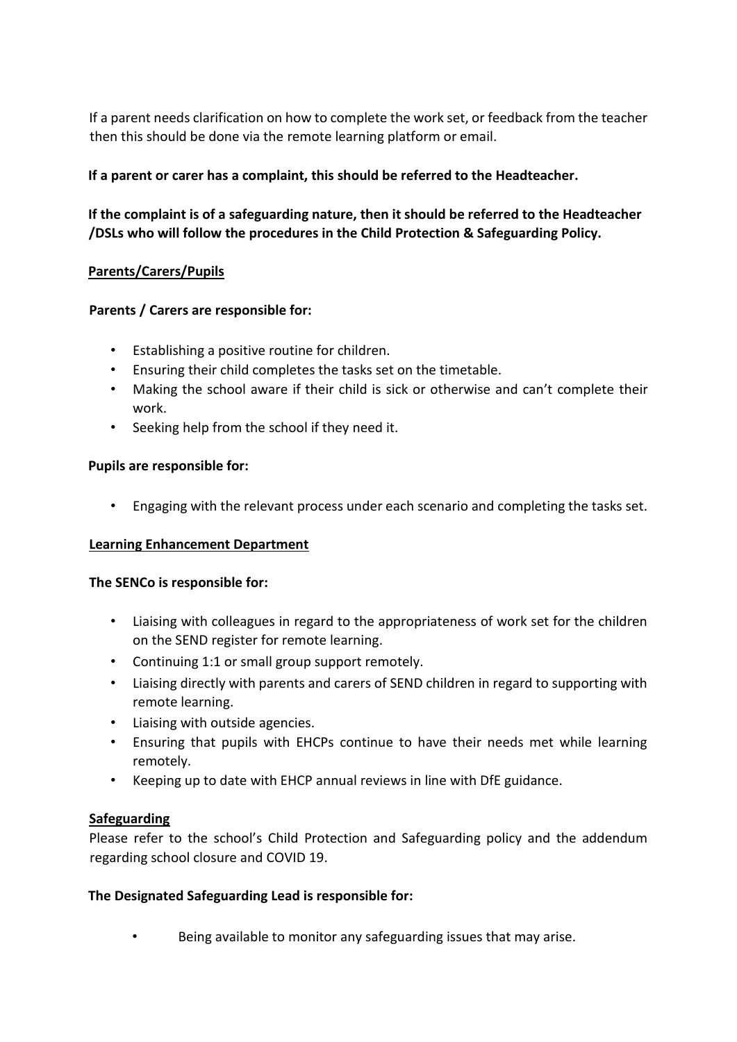If a parent needs clarification on how to complete the work set, or feedback from the teacher then this should be done via the remote learning platform or email.

**If a parent or carer has a complaint, this should be referred to the Headteacher.**

**If the complaint is of a safeguarding nature, then it should be referred to the Headteacher /DSLs who will follow the procedures in the Child Protection & Safeguarding Policy.**

## Parents/Carers/Pupils

**Parents / Carers are responsible for:**

- Establishing a positive routine for children.
- Ensuring their child completes the tasks set on the timetable.
- Making the school aware if their child is sick or otherwise and can't complete their work.
- Seeking help from the school if they need it.

**Pupils are responsible for:**

- Engaging with the relevant process under each scenario and completing the tasks set.

## Learning Enhancement Department

**The SENCo is responsible for:**

- Liaising with colleagues in regard to the appropriateness of work set for the children on the SEND register for remote learning.
- Continuing 1:1 or small group support remotely.
- Liaising directly with parents and carers of SEND children in regard to supporting with remote learning.
- Liaising with outside agencies.
- Ensuring that pupils with EHCPs continue to have their needs met while learning remotely.
- Keeping up to date with EHCP annual reviews in line with DfE guidance.

## Safeguarding

Please refer to the school's Child Protection and Safeguarding policy and the addendum regarding school closure and COVID 19.

**The Designated Safeguarding Lead is responsible for:**

- Being available to monitor any safeguarding issues that may arise.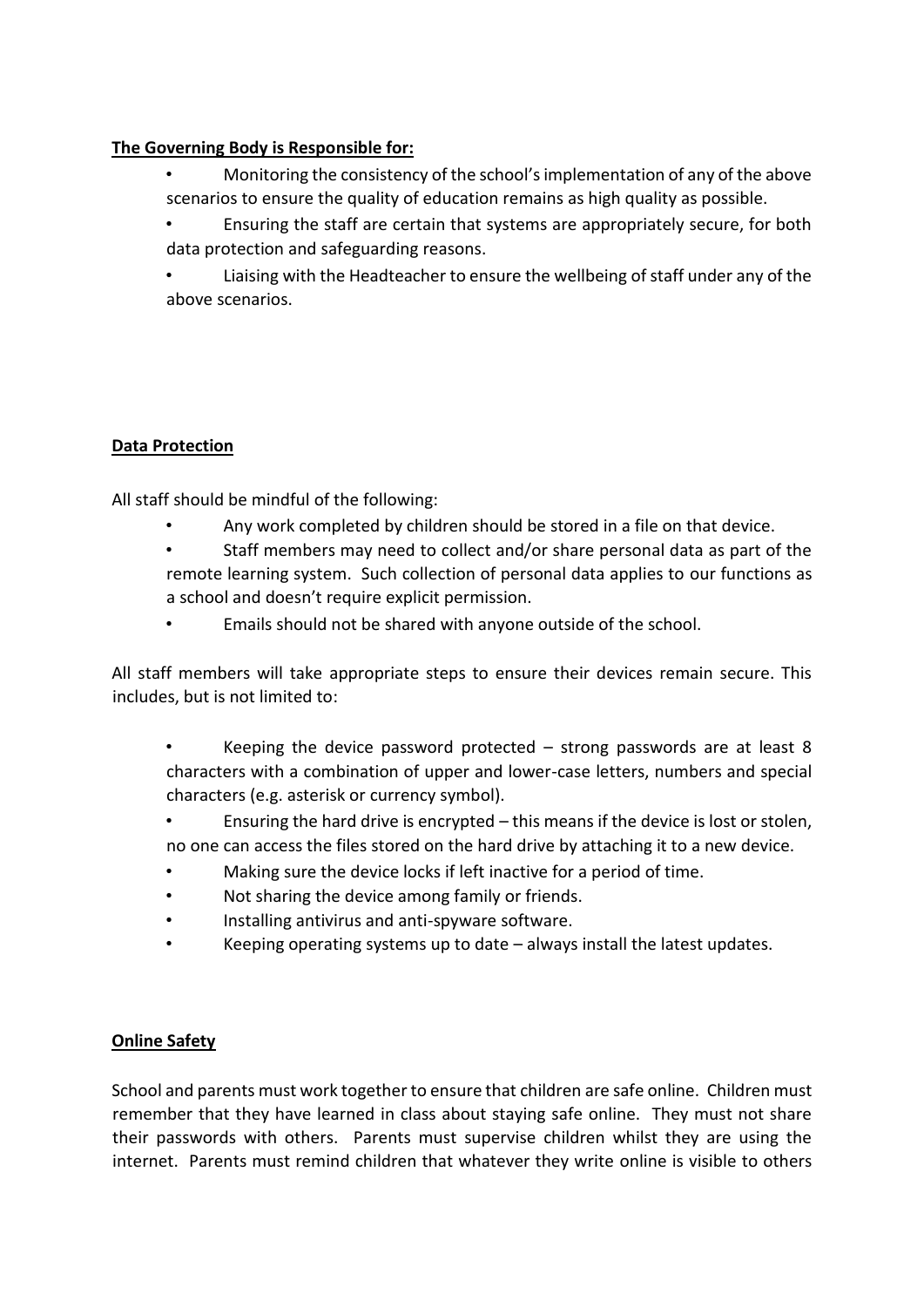**The Governing Body is Responsible for:**

- Monitoring the consistency of the school's implementation of any of the above scenarios to ensure the quality of education remains as high quality as possible.
- Ensuring the staff are certain that systems are appropriately secure, for both data protection and safeguarding reasons.
- Liaising with the Headteacher to ensure the wellbeing of staff under any of the above scenarios.

**Data Protection**

All staff should be mindful of the following:

- Any work completed by children should be stored in a file on that device.
- Staff members may need to collect and/or share personal data as part of the remote learning system. Such collection of personal data applies to our functions as a school and doesn't require explicit permission.
- Emails should not be shared with anyone outside of the school.

All staff members will take appropriate steps to ensure their devices remain secure. This includes, but is not limited to:

- Keeping the device password protected – strong passwords are at least 8 characters with a combination of upper and lower-case letters, numbers and special characters (e.g. asterisk or currency symbol).
- Ensuring the hard drive is encrypted – this means if the device is lost or stolen, no one can access the files stored on the hard drive by attaching it to a new device.
- Making sure the device locks if left inactive for a period of time.
- Not sharing the device among family or friends.
- Installing antivirus and anti-spyware software.
- Keeping operating systems up to date – always install the latest updates.

**Online Safety**

School and parents must work together to ensure that children are safe online. Children must remember that they have learned in class about staying safe online. They must not share their passwords with others. Parents must supervise children whilst they are using the internet. Parents must remind children that whatever they write online is visible to others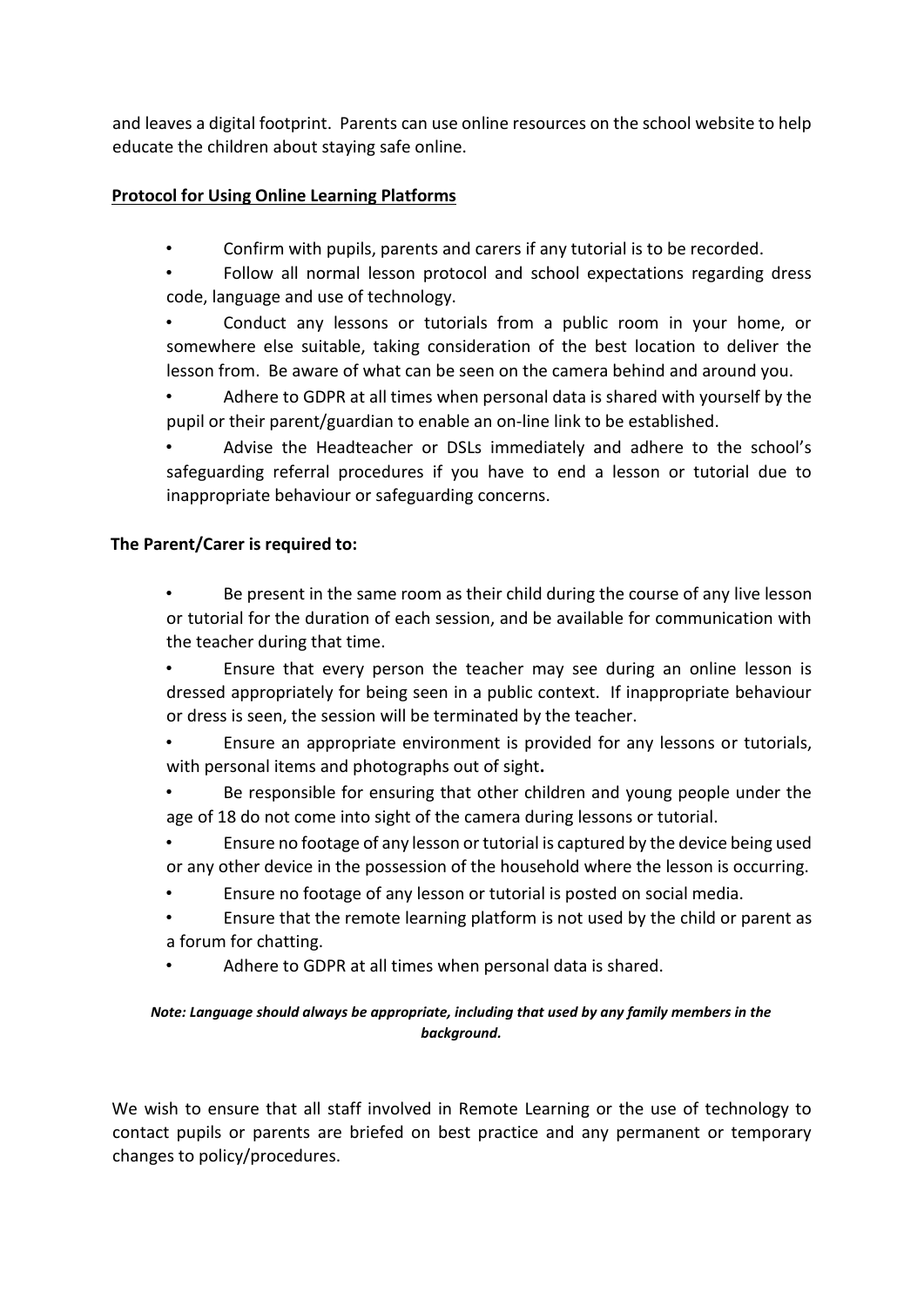and leaves a digital footprint. Parents can use online resources on the school website to help educate the children about staying safe online.

**Protocol for Using Online Learning Platforms**

- Confirm with pupils, parents and carers if any tutorial is to be recorded.
- Follow all normal lesson protocol and school expectations regarding dress code, language and use of technology.
- Conduct any lessons or tutorials from a public room in your home, or somewhere else suitable, taking consideration of the best location to deliver the lesson from. Be aware of what can be seen on the camera behind and around you.
- Adhere to GDPR at all times when personal data is shared with yourself by the pupil or their parent/guardian to enable an on-line link to be established.
- Advise the Headteacher or DSLs immediately and adhere to the school's safeguarding referral procedures if you have to end a lesson or tutorial due to inappropriate behaviour or safeguarding concerns.

**The Parent/Carer is required to:**

- Be present in the same room as their child during the course of any live lesson or tutorial for the duration of each session, and be available for communication with the teacher during that time.
- Ensure that every person the teacher may see during an online lesson is dressed appropriately for being seen in a public context. If inappropriate behaviour or dress is seen, the session will be terminated by the teacher.
- Ensure an appropriate environment is provided for any lessons or tutorials, with personal items and photographs out of sight**.**
- Be responsible for ensuring that other children and young people under the age of 18 do not come into sight of the camera during lessons or tutorial.
- Ensure no footage of any lesson or tutorial is captured by the device being used or any other device in the possession of the household where the lesson is occurring.
- Ensure no footage of any lesson or tutorial is posted on social media.
- Ensure that the remote learning platform is not used by the child or parent as a forum for chatting.
- Adhere to GDPR at all times when personal data is shared.

***Note: Language should always be appropriate, including that used by any family members in the background.***

We wish to ensure that all staff involved in Remote Learning or the use of technology to contact pupils or parents are briefed on best practice and any permanent or temporary changes to policy/procedures.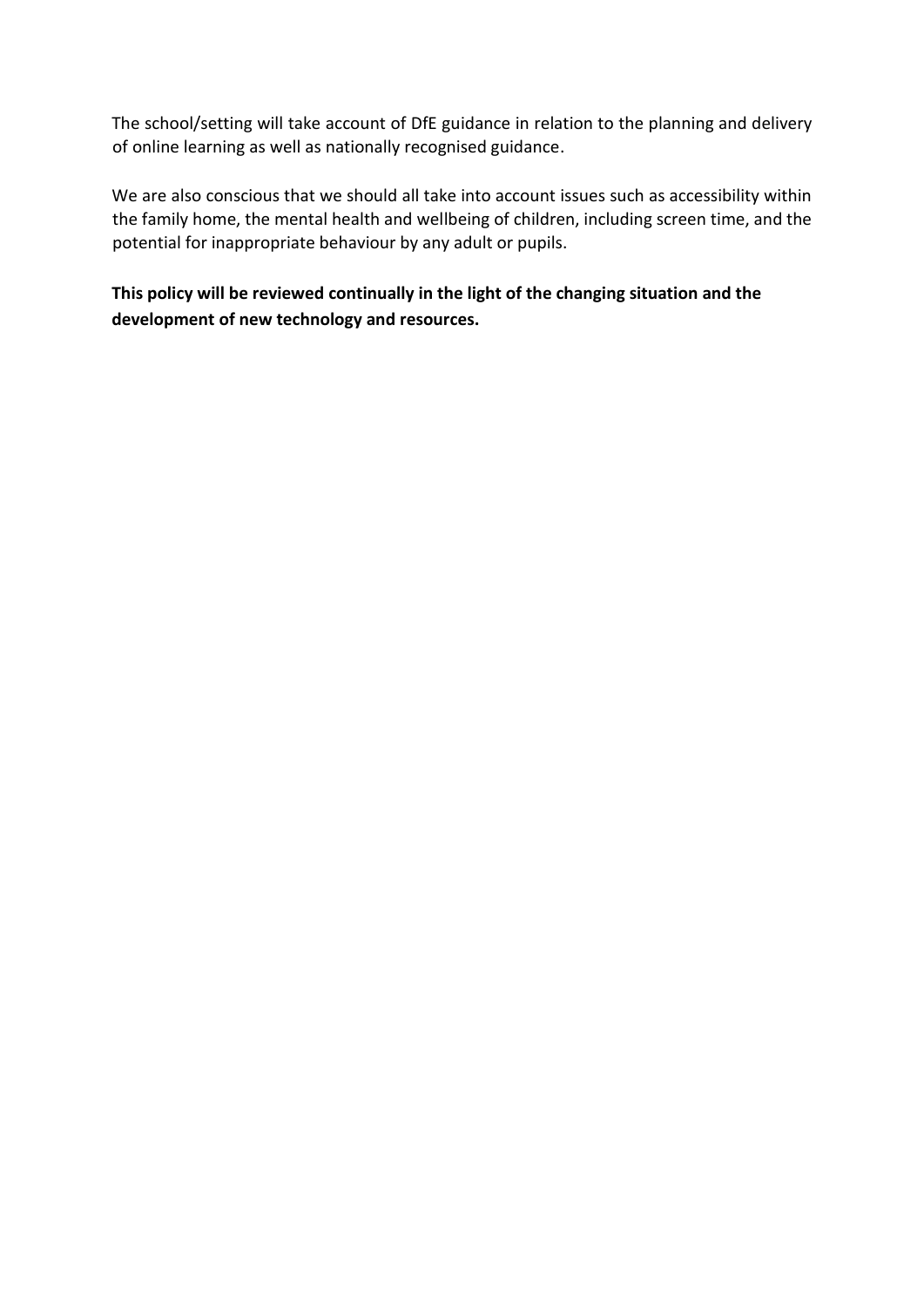The school/setting will take account of DfE guidance in relation to the planning and delivery of online learning as well as nationally recognised guidance.

We are also conscious that we should all take into account issues such as accessibility within the family home, the mental health and wellbeing of children, including screen time, and the potential for inappropriate behaviour by any adult or pupils.

**This policy will be reviewed continually in the light of the changing situation and the development of new technology and resources.**